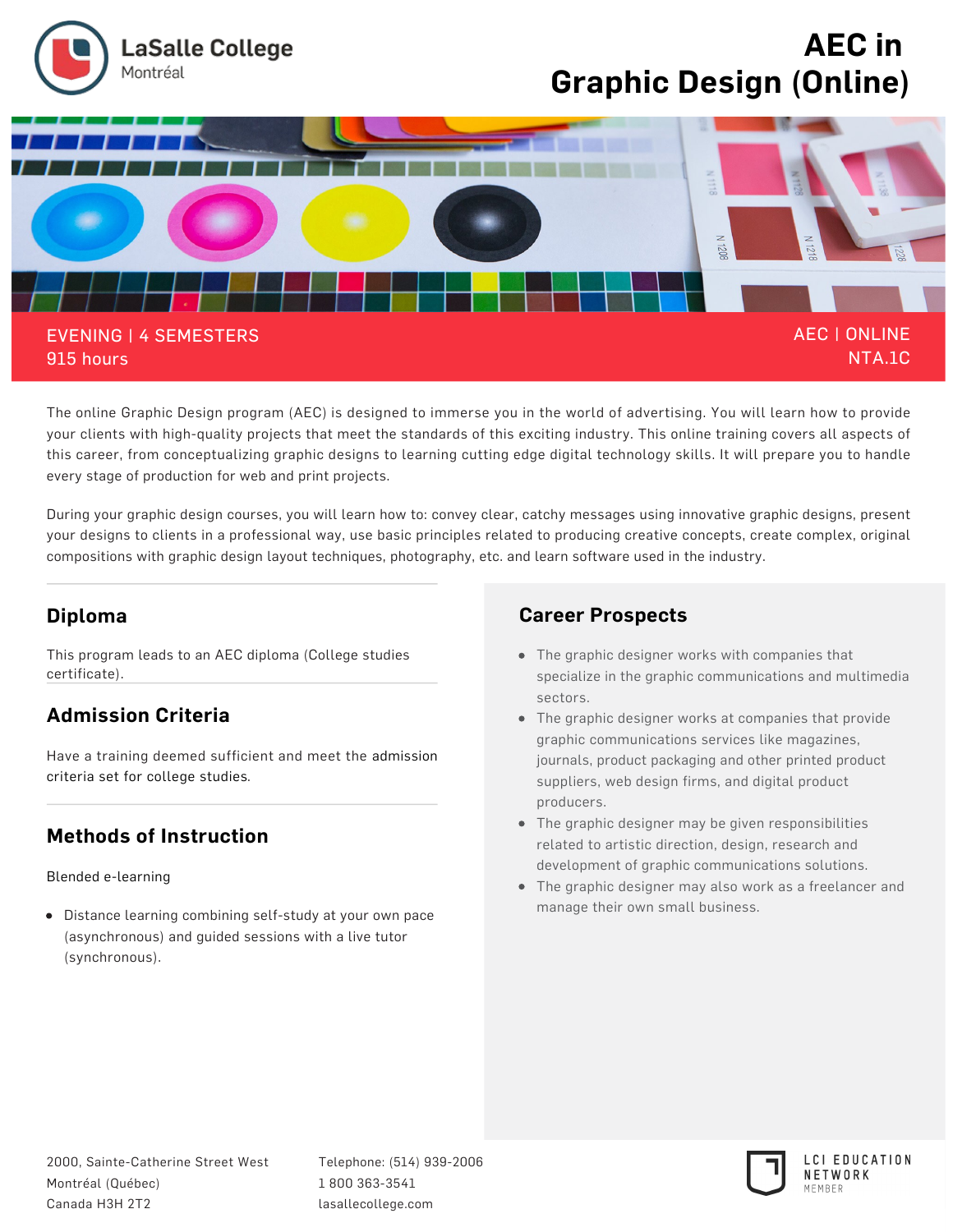LaSalle College
Montréal

# AEC in Graphic Design (Online)

EVENING | 4 SEMESTERS
915 hours

AEC | ONLINE
NTA.1C

The online Graphic Design program (AEC) is designed to immerse you in the world of advertising. You will learn how to provide your clients with high-quality projects that meet the standards of this exciting industry. This online training covers all aspects of this career, from conceptualizing graphic designs to learning cutting edge digital technology skills. It will prepare you to handle every stage of production for web and print projects.

During your graphic design courses, you will learn how to: convey clear, catchy messages using innovative graphic designs, present your designs to clients in a professional way, use basic principles related to producing creative concepts, create complex, original compositions with graphic design layout techniques, photography, etc. and learn software used in the industry.

## Diploma

This program leads to an AEC diploma (College studies certificate).

## Admission Criteria

Have a training deemed sufficient and meet the admission criteria set for college studies.

## Methods of Instruction

Blended e-learning

- Distance learning combining self-study at your own pace (asynchronous) and guided sessions with a live tutor (synchronous).

## Career Prospects

- The graphic designer works with companies that specialize in the graphic communications and multimedia sectors.
- The graphic designer works at companies that provide graphic communications services like magazines, journals, product packaging and other printed product suppliers, web design firms, and digital product producers.
- The graphic designer may be given responsibilities related to artistic direction, design, research and development of graphic communications solutions.
- The graphic designer may also work as a freelancer and manage their own small business.

2000, Sainte-Catherine Street West
Montréal (Québec)
Canada H3H 2T2

Telephone: (514) 939-2006
1 800 363-3541
lasallecollege.com

LCI EDUCATION NETWORK MEMBER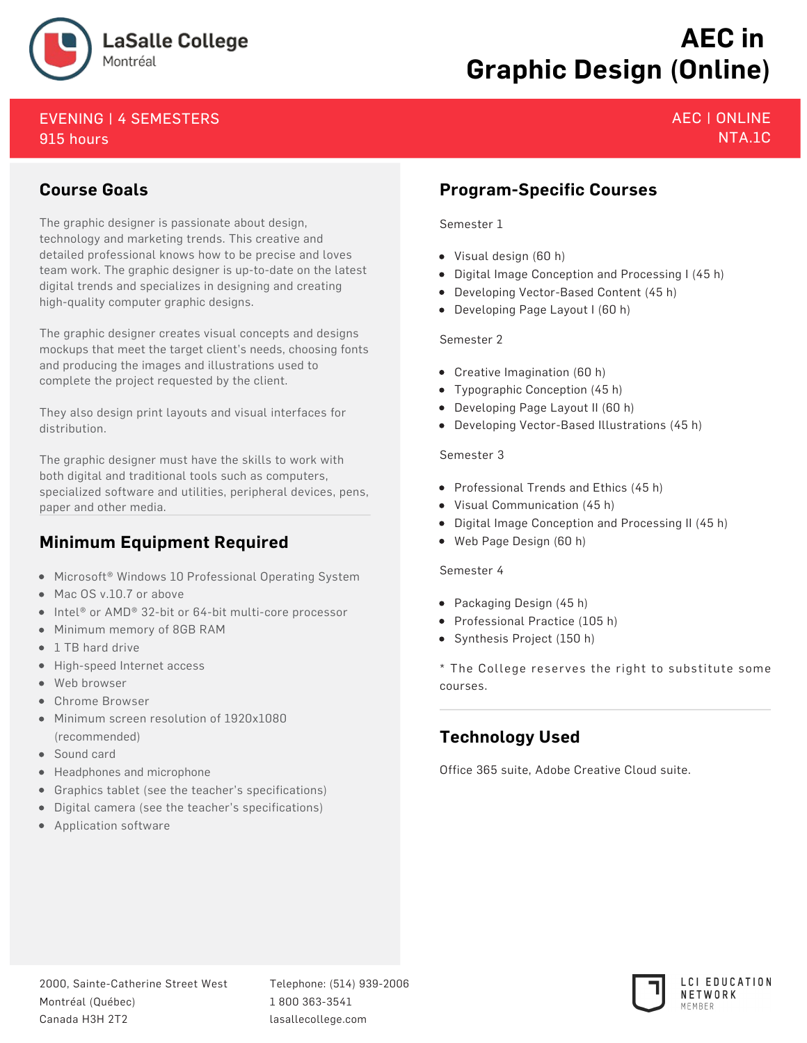LaSalle College
Montréal

# AEC in Graphic Design (Online)

EVENING | 4 SEMESTERS
915 hours

AEC | ONLINE
NTA.1C

## Course Goals

The graphic designer is passionate about design, technology and marketing trends. This creative and detailed professional knows how to be precise and loves team work. The graphic designer is up-to-date on the latest digital trends and specializes in designing and creating high-quality computer graphic designs.

The graphic designer creates visual concepts and designs mockups that meet the target client's needs, choosing fonts and producing the images and illustrations used to complete the project requested by the client.

They also design print layouts and visual interfaces for distribution.

The graphic designer must have the skills to work with both digital and traditional tools such as computers, specialized software and utilities, peripheral devices, pens, paper and other media.

## Minimum Equipment Required

- Microsoft® Windows 10 Professional Operating System
- Mac OS v.10.7 or above
- Intel® or AMD® 32-bit or 64-bit multi-core processor
- Minimum memory of 8GB RAM
- 1 TB hard drive
- High-speed Internet access
- Web browser
- Chrome Browser
- Minimum screen resolution of 1920x1080 (recommended)
- Sound card
- Headphones and microphone
- Graphics tablet (see the teacher's specifications)
- Digital camera (see the teacher's specifications)
- Application software

## Program-Specific Courses

Semester 1

- Visual design (60 h)
- Digital Image Conception and Processing I (45 h)
- Developing Vector-Based Content (45 h)
- Developing Page Layout I (60 h)

Semester 2

- Creative Imagination (60 h)
- Typographic Conception (45 h)
- Developing Page Layout II (60 h)
- Developing Vector-Based Illustrations (45 h)

Semester 3

- Professional Trends and Ethics (45 h)
- Visual Communication (45 h)
- Digital Image Conception and Processing II (45 h)
- Web Page Design (60 h)

Semester 4

- Packaging Design (45 h)
- Professional Practice (105 h)
- Synthesis Project (150 h)

* The College reserves the right to substitute some courses.

## Technology Used

Office 365 suite, Adobe Creative Cloud suite.

2000, Sainte-Catherine Street West
Montréal (Québec)
Canada H3H 2T2

Telephone: (514) 939-2006
1 800 363-3541
lasallecollege.com

LCI EDUCATION NETWORK MEMBER